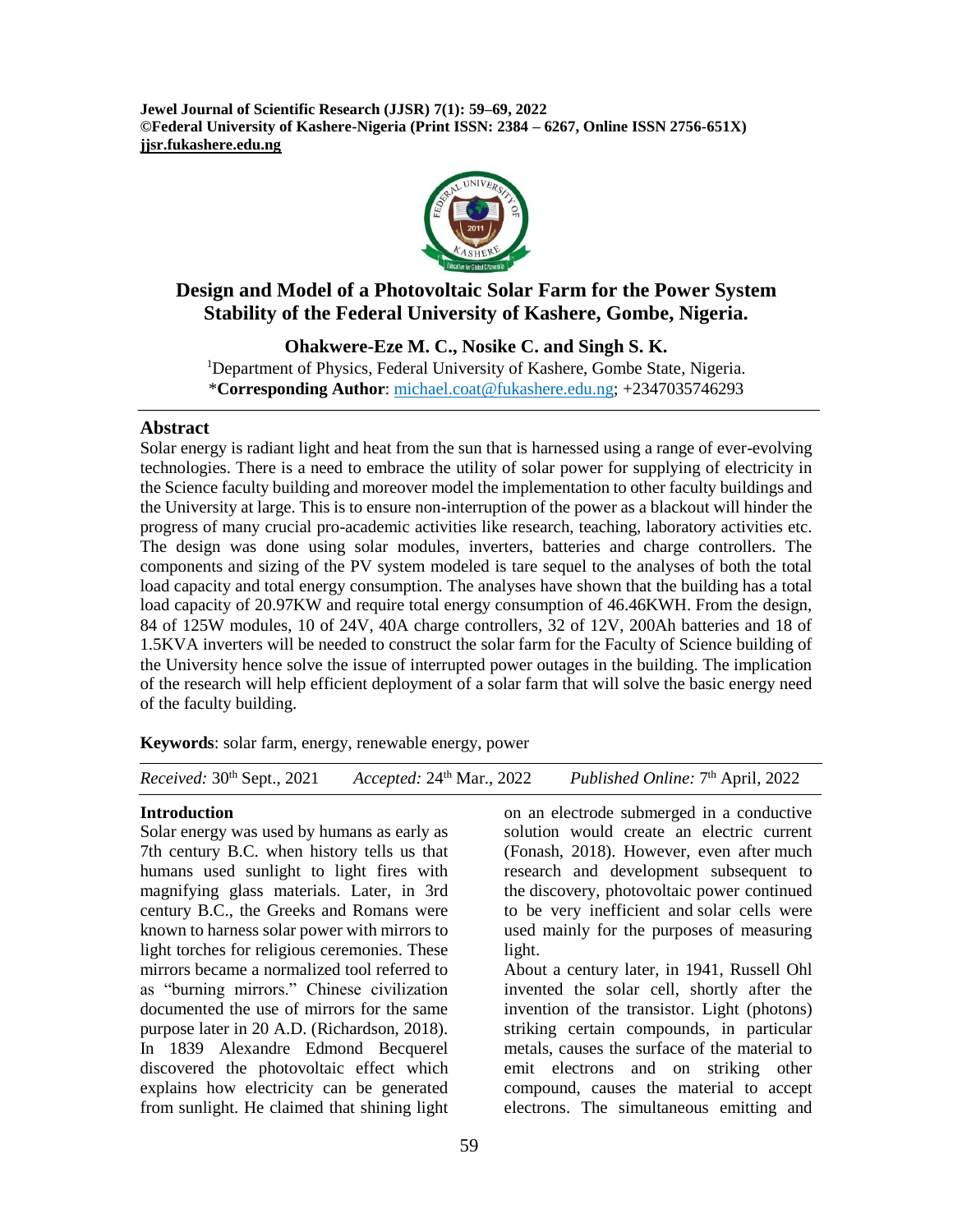# Design and Model of a Photovoltaic Solar Farm for the Power System Stability of the Federal University of Kashere, Gombe, Nigeria.

**Ohakwere-Eze M. C., Nosike C. and Singh S. K.**

[1]Department of Physics, Federal University of Kashere, Gombe State, Nigeria.
\***Corresponding Author**: michael.coat@fukashere.edu.ng; +2347035746293

## Abstract

Solar energy is radiant light and heat from the sun that is harnessed using a range of ever-evolving technologies. There is a need to embrace the utility of solar power for supplying of electricity in the Science faculty building and moreover model the implementation to other faculty buildings and the University at large. This is to ensure non-interruption of the power as a blackout will hinder the progress of many crucial pro-academic activities like research, teaching, laboratory activities etc. The design was done using solar modules, inverters, batteries and charge controllers. The components and sizing of the PV system modeled is tare sequel to the analyses of both the total load capacity and total energy consumption. The analyses have shown that the building has a total load capacity of 20.97KW and require total energy consumption of 46.46KWH. From the design, 84 of 125W modules, 10 of 24V, 40A charge controllers, 32 of 12V, 200Ah batteries and 18 of 1.5KVA inverters will be needed to construct the solar farm for the Faculty of Science building of the University hence solve the issue of interrupted power outages in the building. The implication of the research will help efficient deployment of a solar farm that will solve the basic energy need of the faculty building.

**Keywords**: solar farm, energy, renewable energy, power

*Received:* 30th Sept., 2021 *Accepted:* 24th Mar., 2022 *Published Online:* 7th April, 2022

## Introduction

Solar energy was used by humans as early as 7th century B.C. when history tells us that humans used sunlight to light fires with magnifying glass materials. Later, in 3rd century B.C., the Greeks and Romans were known to harness solar power with mirrors to light torches for religious ceremonies. These mirrors became a normalized tool referred to as "burning mirrors." Chinese civilization documented the use of mirrors for the same purpose later in 20 A.D. (Richardson, 2018). In 1839 Alexandre Edmond Becquerel discovered the photovoltaic effect which explains how electricity can be generated from sunlight. He claimed that shining light on an electrode submerged in a conductive solution would create an electric current (Fonash, 2018). However, even after much research and development subsequent to the discovery, photovoltaic power continued to be very inefficient and solar cells were used mainly for the purposes of measuring light.

About a century later, in 1941, Russell Ohl invented the solar cell, shortly after the invention of the transistor. Light (photons) striking certain compounds, in particular metals, causes the surface of the material to emit electrons and on striking other compound, causes the material to accept electrons. The simultaneous emitting and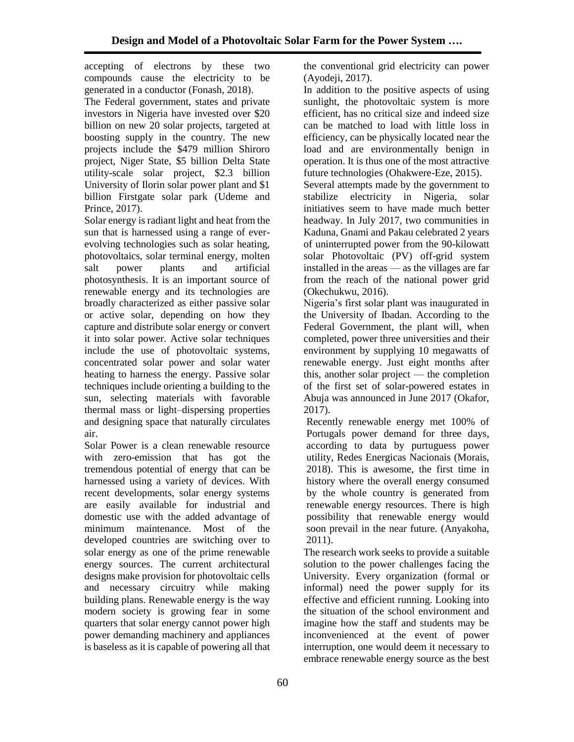accepting of electrons by these two compounds cause the electricity to be generated in a conductor (Fonash, 2018).

The Federal government, states and private investors in Nigeria have invested over $20 billion on new 20 solar projects, targeted at boosting supply in the country. The new projects include the $479 million Shiroro project, Niger State, $5 billion Delta State utility-scale solar project, $2.3 billion University of Ilorin solar power plant and $1 billion Firstgate solar park (Udeme and Prince, 2017).

Solar energy is radiant light and heat from the sun that is harnessed using a range of ever-evolving technologies such as solar heating, photovoltaics, solar terminal energy, molten salt power plants and artificial photosynthesis. It is an important source of renewable energy and its technologies are broadly characterized as either passive solar or active solar, depending on how they capture and distribute solar energy or convert it into solar power. Active solar techniques include the use of photovoltaic systems, concentrated solar power and solar water heating to harness the energy. Passive solar techniques include orienting a building to the sun, selecting materials with favorable thermal mass or light–dispersing properties and designing space that naturally circulates air.

Solar Power is a clean renewable resource with zero-emission that has got the tremendous potential of energy that can be harnessed using a variety of devices. With recent developments, solar energy systems are easily available for industrial and domestic use with the added advantage of minimum maintenance. Most of the developed countries are switching over to solar energy as one of the prime renewable energy sources. The current architectural designs make provision for photovoltaic cells and necessary circuitry while making building plans. Renewable energy is the way modern society is growing fear in some quarters that solar energy cannot power high power demanding machinery and appliances is baseless as it is capable of powering all that the conventional grid electricity can power (Ayodeji, 2017).

In addition to the positive aspects of using sunlight, the photovoltaic system is more efficient, has no critical size and indeed size can be matched to load with little loss in efficiency, can be physically located near the load and are environmentally benign in operation. It is thus one of the most attractive future technologies (Ohakwere-Eze, 2015).

Several attempts made by the government to stabilize electricity in Nigeria, solar initiatives seem to have made much better headway. In July 2017, two communities in Kaduna, Gnami and Pakau celebrated 2 years of uninterrupted power from the 90-kilowatt solar Photovoltaic (PV) off-grid system installed in the areas — as the villages are far from the reach of the national power grid (Okechukwu, 2016).

Nigeria's first solar plant was inaugurated in the University of Ibadan. According to the Federal Government, the plant will, when completed, power three universities and their environment by supplying 10 megawatts of renewable energy. Just eight months after this, another solar project — the completion of the first set of solar-powered estates in Abuja was announced in June 2017 (Okafor, 2017).

Recently renewable energy met 100% of Portugals power demand for three days, according to data by purtuguess power utility, Redes Energicas Nacionais (Morais, 2018). This is awesome, the first time in history where the overall energy consumed by the whole country is generated from renewable energy resources. There is high possibility that renewable energy would soon prevail in the near future. (Anyakoha, 2011).

The research work seeks to provide a suitable solution to the power challenges facing the University. Every organization (formal or informal) need the power supply for its effective and efficient running. Looking into the situation of the school environment and imagine how the staff and students may be inconvenienced at the event of power interruption, one would deem it necessary to embrace renewable energy source as the best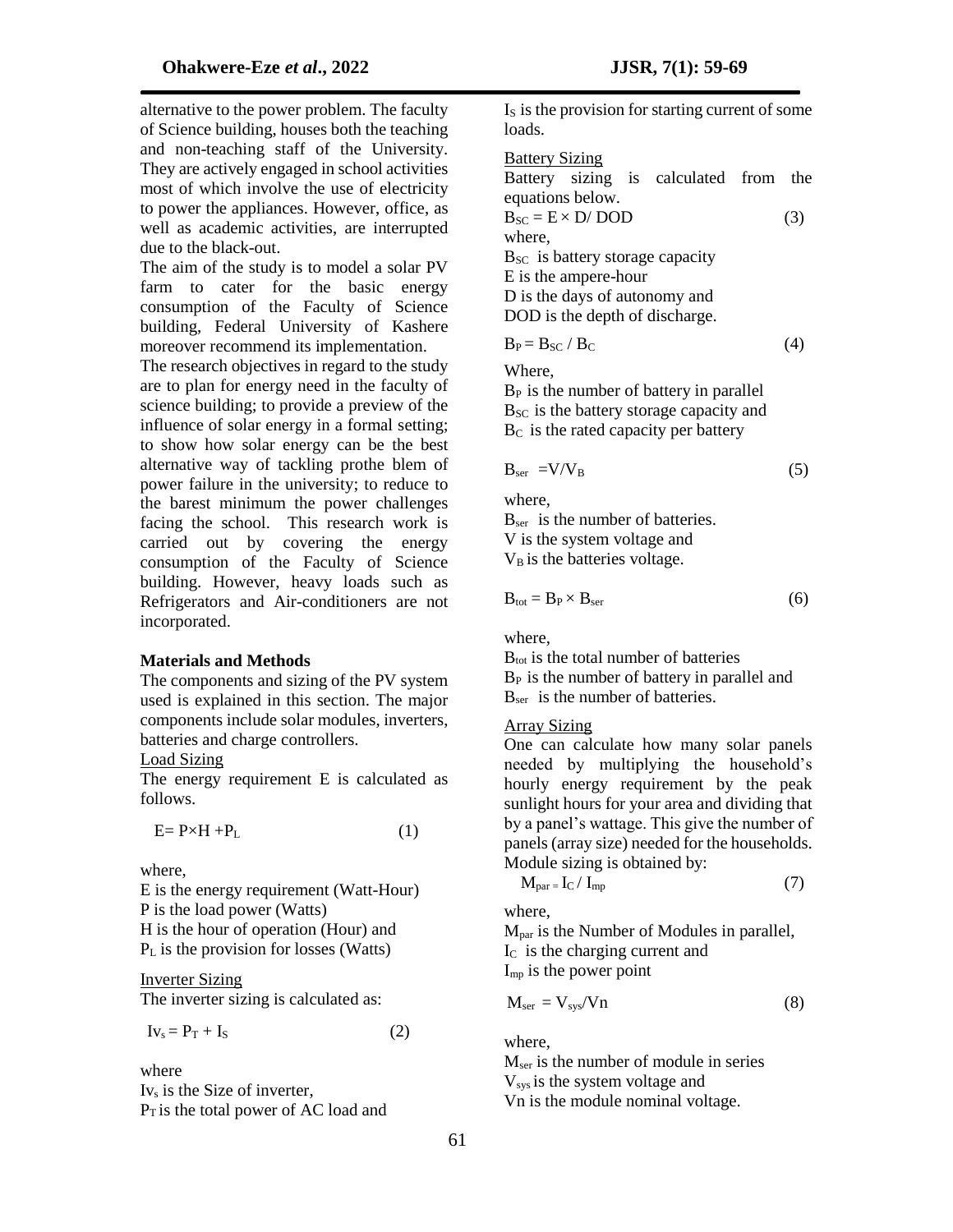alternative to the power problem. The faculty of Science building, houses both the teaching and non-teaching staff of the University. They are actively engaged in school activities most of which involve the use of electricity to power the appliances. However, office, as well as academic activities, are interrupted due to the black-out.

The aim of the study is to model a solar PV farm to cater for the basic energy consumption of the Faculty of Science building, Federal University of Kashere moreover recommend its implementation.

The research objectives in regard to the study are to plan for energy need in the faculty of science building; to provide a preview of the influence of solar energy in a formal setting; to show how solar energy can be the best alternative way of tackling prothe blem of power failure in the university; to reduce to the barest minimum the power challenges facing the school. This research work is carried out by covering the energy consumption of the Faculty of Science building. However, heavy loads such as Refrigerators and Air-conditioners are not incorporated.

## Materials and Methods

The components and sizing of the PV system used is explained in this section. The major components include solar modules, inverters, batteries and charge controllers.

Load Sizing

The energy requirement E is calculated as follows.

$$E = P \times H + P_L \tag{1}$$

where,
E is the energy requirement (Watt-Hour)
P is the load power (Watts)
H is the hour of operation (Hour) and
$P_L$ is the provision for losses (Watts)

Inverter Sizing

The inverter sizing is calculated as:

$$Iv_s = P_T + I_S \tag{2}$$

where
$Iv_s$ is the Size of inverter,
$P_T$ is the total power of AC load and
$I_S$ is the provision for starting current of some loads.

Battery Sizing

Battery sizing is calculated from the equations below.

$$B_{SC} = E \times D / DOD \tag{3}$$

where,
$B_{SC}$ is battery storage capacity
E is the ampere-hour
D is the days of autonomy and
DOD is the depth of discharge.

$$B_P = B_{SC} / B_C \tag{4}$$

Where,
$B_P$ is the number of battery in parallel
$B_{SC}$ is the battery storage capacity and
$B_C$ is the rated capacity per battery

$$B_{ser} = V/V_B \tag{5}$$

where,
$B_{ser}$ is the number of batteries.
V is the system voltage and
$V_B$ is the batteries voltage.

$$B_{tot} = B_P \times B_{ser} \tag{6}$$

where,
$B_{tot}$ is the total number of batteries
$B_P$ is the number of battery in parallel and
$B_{ser}$ is the number of batteries.

Array Sizing

One can calculate how many solar panels needed by multiplying the household's hourly energy requirement by the peak sunlight hours for your area and dividing that by a panel's wattage. This give the number of panels (array size) needed for the households. Module sizing is obtained by:

$$M_{par} = I_C / I_{mp} \tag{7}$$

where,
$M_{par}$ is the Number of Modules in parallel,
$I_C$ is the charging current and
$I_{mp}$ is the power point

$$M_{ser} = V_{sys}/Vn \tag{8}$$

where,
$M_{ser}$ is the number of module in series
$V_{sys}$ is the system voltage and
Vn is the module nominal voltage.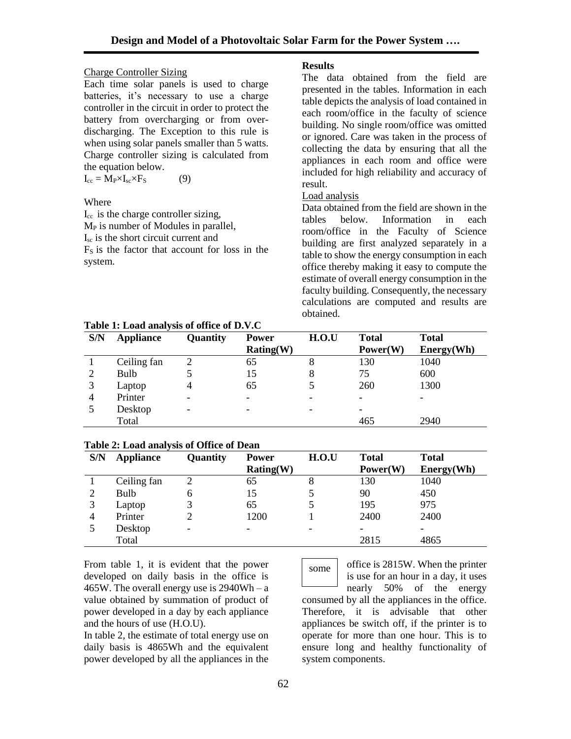Charge Controller Sizing

Each time solar panels is used to charge batteries, it's necessary to use a charge controller in the circuit in order to protect the battery from overcharging or from over-discharging. The Exception to this rule is when using solar panels smaller than 5 watts. Charge controller sizing is calculated from the equation below.

$$I_{cc} = M_P \times I_{sc} \times F_S \qquad (9)$$

Where

$I_{cc}$ is the charge controller sizing,

$M_P$ is number of Modules in parallel,

$I_{sc}$ is the short circuit current and

$F_S$ is the factor that account for loss in the system.

**Results**

The data obtained from the field are presented in the tables. Information in each table depicts the analysis of load contained in each room/office in the faculty of science building. No single room/office was omitted or ignored. Care was taken in the process of collecting the data by ensuring that all the appliances in each room and office were included for high reliability and accuracy of result.

Load analysis

Data obtained from the field are shown in the tables below. Information in each room/office in the Faculty of Science building are first analyzed separately in a table to show the energy consumption in each office thereby making it easy to compute the estimate of overall energy consumption in the faculty building. Consequently, the necessary calculations are computed and results are obtained.

**Table 1: Load analysis of office of D.V.C**

| S/N | Appliance | Quantity | Power Rating(W) | H.O.U | Total Power(W) | Total Energy(Wh) |
|---|---|---|---|---|---|---|
| 1 | Ceiling fan | 2 | 65 | 8 | 130 | 1040 |
| 2 | Bulb | 5 | 15 | 8 | 75 | 600 |
| 3 | Laptop | 4 | 65 | 5 | 260 | 1300 |
| 4 | Printer | - | - | - | - | - |
| 5 | Desktop | - | - | - | - | |
| | Total | | | | 465 | 2940 |

**Table 2: Load analysis of Office of Dean**

| S/N | Appliance | Quantity | Power Rating(W) | H.O.U | Total Power(W) | Total Energy(Wh) |
|---|---|---|---|---|---|---|
| 1 | Ceiling fan | 2 | 65 | 8 | 130 | 1040 |
| 2 | Bulb | 6 | 15 | 5 | 90 | 450 |
| 3 | Laptop | 3 | 65 | 5 | 195 | 975 |
| 4 | Printer | 2 | 1200 | 1 | 2400 | 2400 |
| 5 | Desktop | - | - | - | - | - |
| | Total | | | | 2815 | 4865 |

From table 1, it is evident that the power developed on daily basis in the office is 465W. The overall energy use is 2940Wh – a value obtained by summation of product of power developed in a day by each appliance and the hours of use (H.O.U).

In table 2, the estimate of total energy use on daily basis is 4865Wh and the equivalent power developed by all the appliances in the some office is 2815W. When the printer is use for an hour in a day, it uses nearly 50% of the energy consumed by all the appliances in the office. Therefore, it is advisable that other appliances be switch off, if the printer is to operate for more than one hour. This is to ensure long and healthy functionality of system components.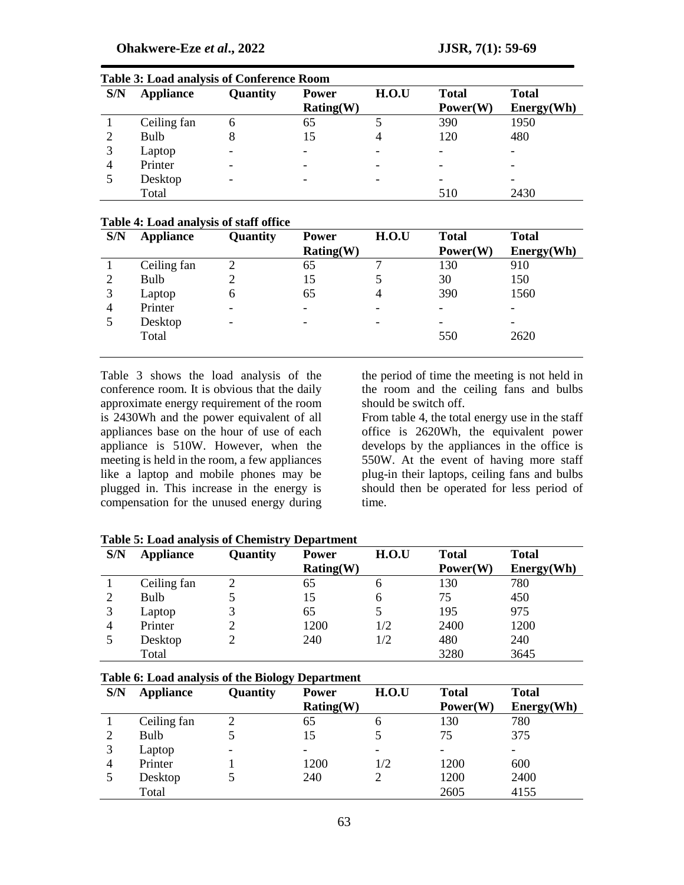**Table 3: Load analysis of Conference Room**

| S/N | Appliance | Quantity | Power Rating(W) | H.O.U | Total Power(W) | Total Energy(Wh) |
|---|---|---|---|---|---|---|
| 1 | Ceiling fan | 6 | 65 | 5 | 390 | 1950 |
| 2 | Bulb | 8 | 15 | 4 | 120 | 480 |
| 3 | Laptop | - | - | - | - | - |
| 4 | Printer | - | - | - | - | - |
| 5 | Desktop | - | - | - | - | - |
| | Total | | | | 510 | 2430 |

**Table 4: Load analysis of staff office**

| S/N | Appliance | Quantity | Power Rating(W) | H.O.U | Total Power(W) | Total Energy(Wh) |
|---|---|---|---|---|---|---|
| 1 | Ceiling fan | 2 | 65 | 7 | 130 | 910 |
| 2 | Bulb | 2 | 15 | 5 | 30 | 150 |
| 3 | Laptop | 6 | 65 | 4 | 390 | 1560 |
| 4 | Printer | - | - | - | - | - |
| 5 | Desktop | - | - | - | - | - |
| | Total | | | | 550 | 2620 |

Table 3 shows the load analysis of the conference room. It is obvious that the daily approximate energy requirement of the room is 2430Wh and the power equivalent of all appliances base on the hour of use of each appliance is 510W. However, when the meeting is held in the room, a few appliances like a laptop and mobile phones may be plugged in. This increase in the energy is compensation for the unused energy during the period of time the meeting is not held in the room and the ceiling fans and bulbs should be switch off.

From table 4, the total energy use in the staff office is 2620Wh, the equivalent power develops by the appliances in the office is 550W. At the event of having more staff plug-in their laptops, ceiling fans and bulbs should then be operated for less period of time.

**Table 5: Load analysis of Chemistry Department**

| S/N | Appliance | Quantity | Power Rating(W) | H.O.U | Total Power(W) | Total Energy(Wh) |
|---|---|---|---|---|---|---|
| 1 | Ceiling fan | 2 | 65 | 6 | 130 | 780 |
| 2 | Bulb | 5 | 15 | 6 | 75 | 450 |
| 3 | Laptop | 3 | 65 | 5 | 195 | 975 |
| 4 | Printer | 2 | 1200 | 1/2 | 2400 | 1200 |
| 5 | Desktop | 2 | 240 | 1/2 | 480 | 240 |
| | Total | | | | 3280 | 3645 |

**Table 6: Load analysis of the Biology Department**

| S/N | Appliance | Quantity | Power Rating(W) | H.O.U | Total Power(W) | Total Energy(Wh) |
|---|---|---|---|---|---|---|
| 1 | Ceiling fan | 2 | 65 | 6 | 130 | 780 |
| 2 | Bulb | 5 | 15 | 5 | 75 | 375 |
| 3 | Laptop | - | - | - | - | - |
| 4 | Printer | 1 | 1200 | 1/2 | 1200 | 600 |
| 5 | Desktop | 5 | 240 | 2 | 1200 | 2400 |
| | Total | | | | 2605 | 4155 |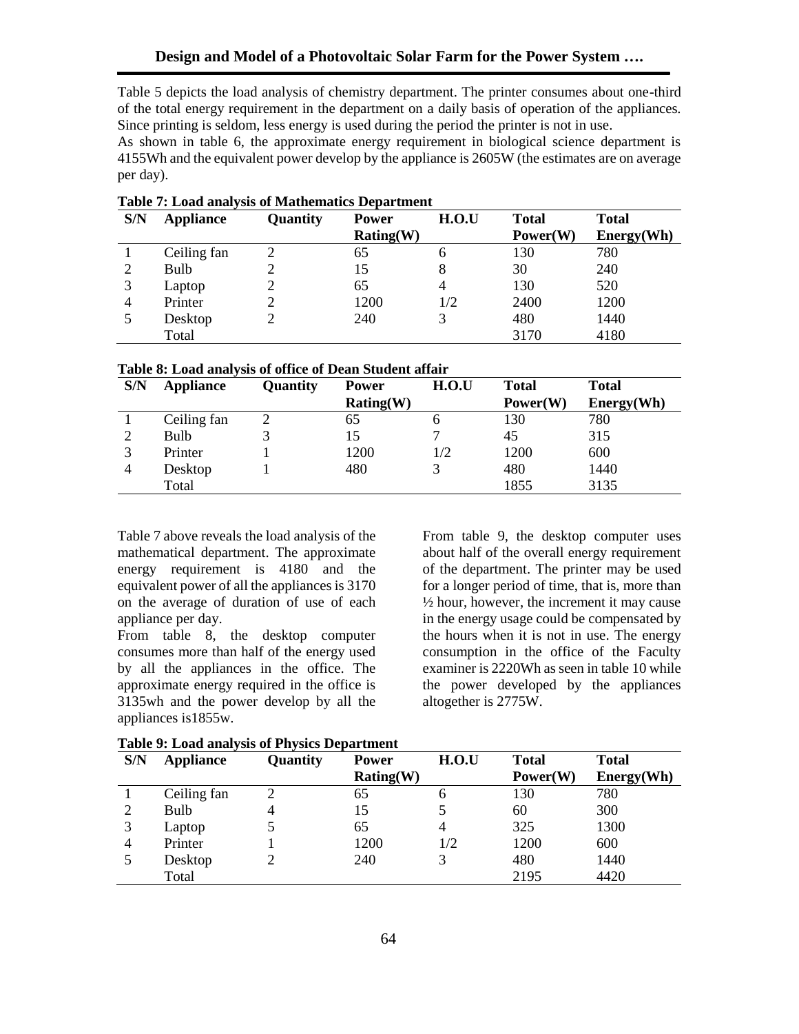Table 5 depicts the load analysis of chemistry department. The printer consumes about one-third of the total energy requirement in the department on a daily basis of operation of the appliances. Since printing is seldom, less energy is used during the period the printer is not in use.

As shown in table 6, the approximate energy requirement in biological science department is 4155Wh and the equivalent power develop by the appliance is 2605W (the estimates are on average per day).

**Table 7: Load analysis of Mathematics Department**

| S/N | Appliance | Quantity | Power Rating(W) | H.O.U | Total Power(W) | Total Energy(Wh) |
|---|---|---|---|---|---|---|
| 1 | Ceiling fan | 2 | 65 | 6 | 130 | 780 |
| 2 | Bulb | 2 | 15 | 8 | 30 | 240 |
| 3 | Laptop | 2 | 65 | 4 | 130 | 520 |
| 4 | Printer | 2 | 1200 | 1/2 | 2400 | 1200 |
| 5 | Desktop | 2 | 240 | 3 | 480 | 1440 |
| | Total | | | | 3170 | 4180 |

**Table 8: Load analysis of office of Dean Student affair**

| S/N | Appliance | Quantity | Power Rating(W) | H.O.U | Total Power(W) | Total Energy(Wh) |
|---|---|---|---|---|---|---|
| 1 | Ceiling fan | 2 | 65 | 6 | 130 | 780 |
| 2 | Bulb | 3 | 15 | 7 | 45 | 315 |
| 3 | Printer | 1 | 1200 | 1/2 | 1200 | 600 |
| 4 | Desktop | 1 | 480 | 3 | 480 | 1440 |
| | Total | | | | 1855 | 3135 |

Table 7 above reveals the load analysis of the mathematical department. The approximate energy requirement is 4180 and the equivalent power of all the appliances is 3170 on the average of duration of use of each appliance per day.

From table 8, the desktop computer consumes more than half of the energy used by all the appliances in the office. The approximate energy required in the office is 3135wh and the power develop by all the appliances is1855w.

From table 9, the desktop computer uses about half of the overall energy requirement of the department. The printer may be used for a longer period of time, that is, more than ½ hour, however, the increment it may cause in the energy usage could be compensated by the hours when it is not in use. The energy consumption in the office of the Faculty examiner is 2220Wh as seen in table 10 while the power developed by the appliances altogether is 2775W.

**Table 9: Load analysis of Physics Department**

| S/N | Appliance | Quantity | Power Rating(W) | H.O.U | Total Power(W) | Total Energy(Wh) |
|---|---|---|---|---|---|---|
| 1 | Ceiling fan | 2 | 65 | 6 | 130 | 780 |
| 2 | Bulb | 4 | 15 | 5 | 60 | 300 |
| 3 | Laptop | 5 | 65 | 4 | 325 | 1300 |
| 4 | Printer | 1 | 1200 | 1/2 | 1200 | 600 |
| 5 | Desktop | 2 | 240 | 3 | 480 | 1440 |
| | Total | | | | 2195 | 4420 |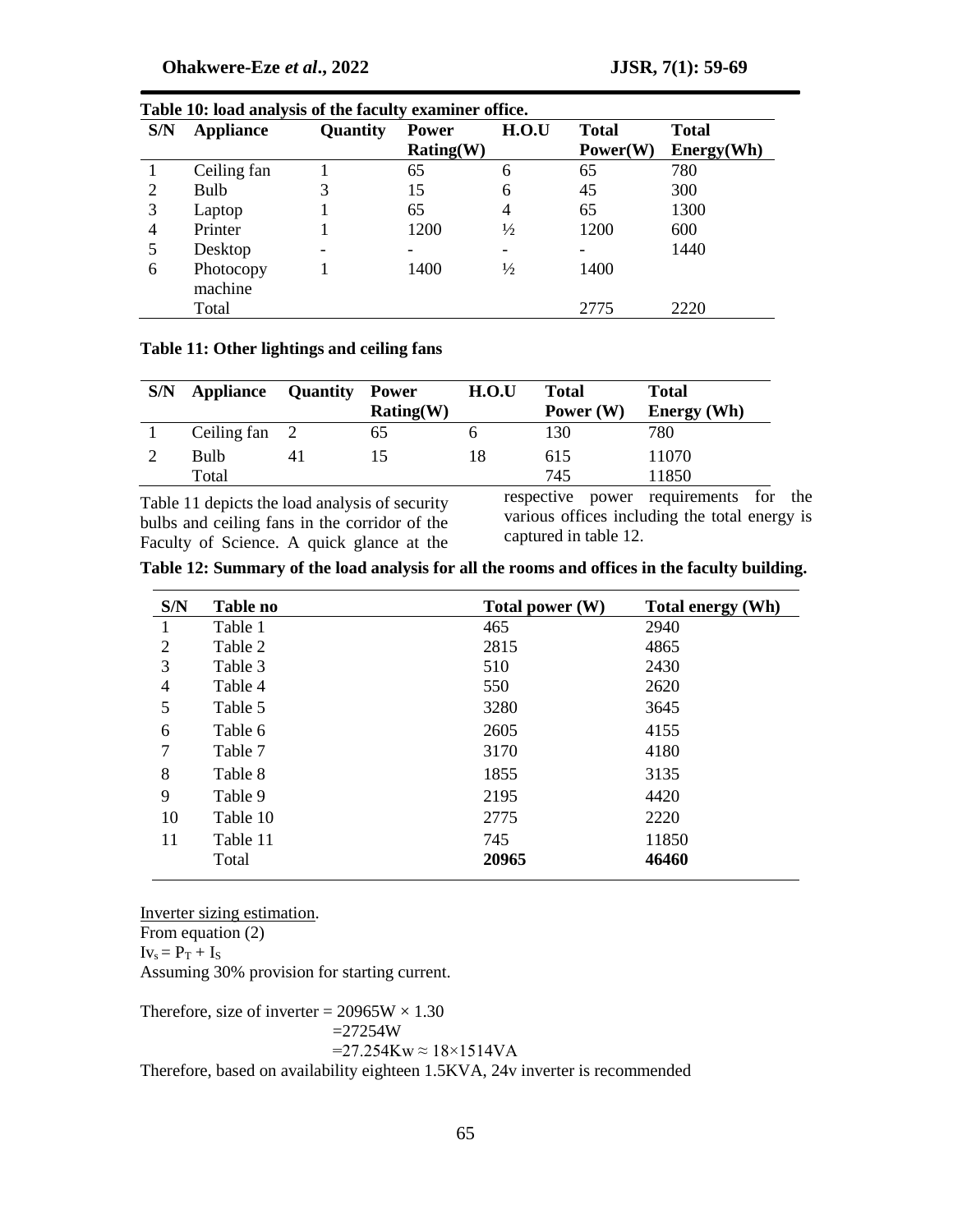**Table 10: load analysis of the faculty examiner office.**

| S/N | Appliance | Quantity | Power Rating(W) | H.O.U | Total Power(W) | Total Energy(Wh) |
|---|---|---|---|---|---|---|
| 1 | Ceiling fan | 1 | 65 | 6 | 65 | 780 |
| 2 | Bulb | 3 | 15 | 6 | 45 | 300 |
| 3 | Laptop | 1 | 65 | 4 | 65 | 1300 |
| 4 | Printer | 1 | 1200 | ½ | 1200 | 600 |
| 5 | Desktop | - | - | - | - | 1440 |
| 6 | Photocopy machine | 1 | 1400 | ½ | 1400 | |
| | Total | | | | 2775 | 2220 |

**Table 11: Other lightings and ceiling fans**

| S/N | Appliance | Quantity | Power Rating(W) | H.O.U | Total Power (W) | Total Energy (Wh) |
|---|---|---|---|---|---|---|
| 1 | Ceiling fan | 2 | 65 | 6 | 130 | 780 |
| 2 | Bulb | 41 | 15 | 18 | 615 | 11070 |
| | Total | | | | 745 | 11850 |

Table 11 depicts the load analysis of security bulbs and ceiling fans in the corridor of the Faculty of Science. A quick glance at the respective power requirements for the various offices including the total energy is captured in table 12.

**Table 12: Summary of the load analysis for all the rooms and offices in the faculty building.**

| S/N | Table no | Total power (W) | Total energy (Wh) |
|---|---|---|---|
| 1 | Table 1 | 465 | 2940 |
| 2 | Table 2 | 2815 | 4865 |
| 3 | Table 3 | 510 | 2430 |
| 4 | Table 4 | 550 | 2620 |
| 5 | Table 5 | 3280 | 3645 |
| 6 | Table 6 | 2605 | 4155 |
| 7 | Table 7 | 3170 | 4180 |
| 8 | Table 8 | 1855 | 3135 |
| 9 | Table 9 | 2195 | 4420 |
| 10 | Table 10 | 2775 | 2220 |
| 11 | Table 11 | 745 | 11850 |
| | Total | **20965** | **46460** |

Inverter sizing estimation.

From equation (2)

$Iv_s = P_T + I_S$

Assuming 30% provision for starting current.

Therefore, size of inverter = 20965W × 1.30

=27254W

=27.254Kw ≈ 18×1514VA

Therefore, based on availability eighteen 1.5KVA, 24v inverter is recommended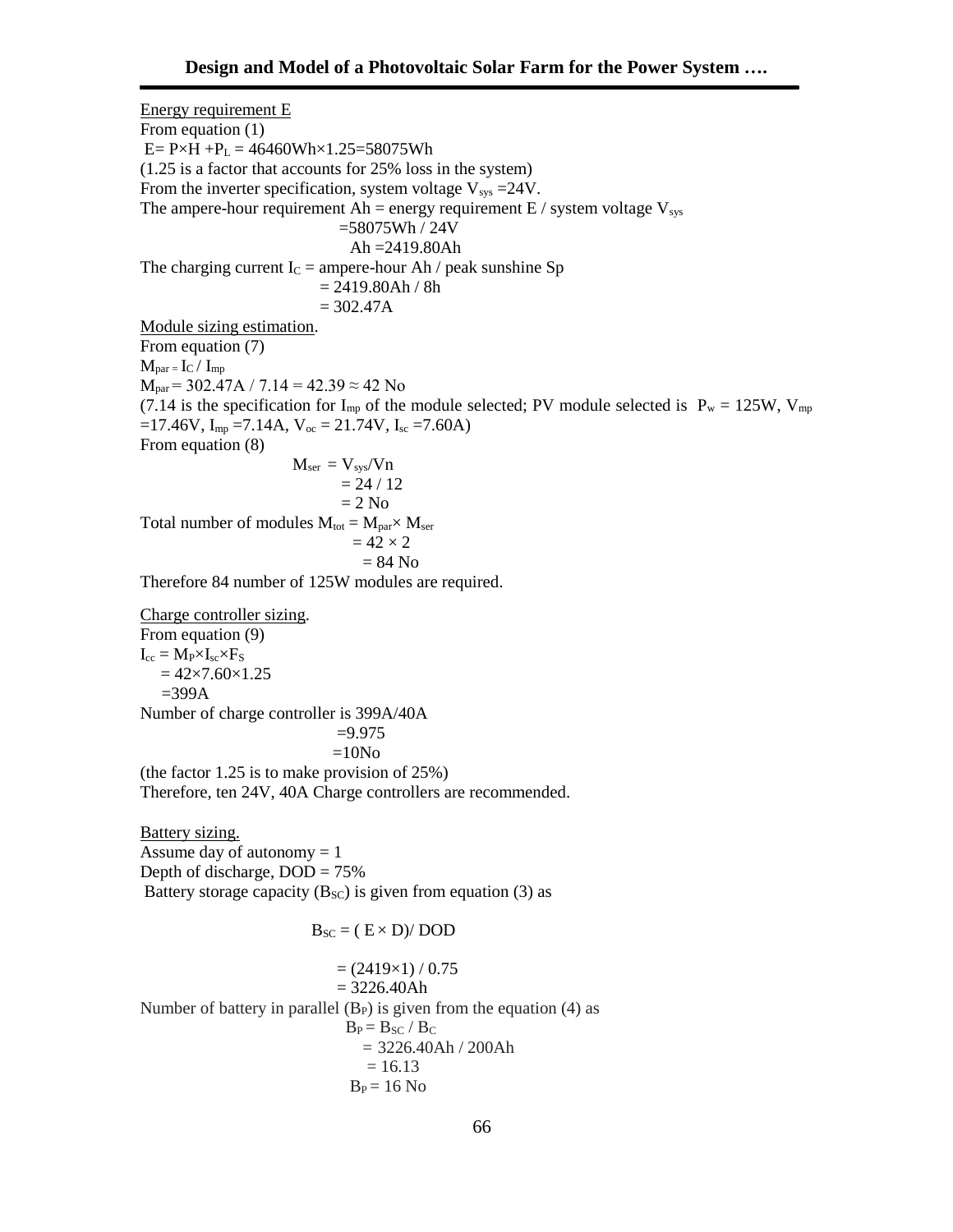Energy requirement E

From equation (1)

$E = P \times H + P_L = 46460Wh \times 1.25 = 58075Wh$

(1.25 is a factor that accounts for 25% loss in the system)

From the inverter specification, system voltage $V_{sys} = 24V$.

The ampere-hour requirement Ah = energy requirement E / system voltage $V_{sys}$

$$= 58075Wh / 24V$$

$$Ah = 2419.80Ah$$

The charging current $I_C$ = ampere-hour Ah / peak sunshine Sp

$$= 2419.80Ah / 8h$$

$$= 302.47A$$

Module sizing estimation.

From equation (7)

$M_{par} = I_C / I_{mp}$

$M_{par} = 302.47A / 7.14 = 42.39 \approx 42$ No

(7.14 is the specification for $I_{mp}$ of the module selected; PV module selected is $P_w = 125W$, $V_{mp} = 17.46V$, $I_{mp} = 7.14A$, $V_{oc} = 21.74V$, $I_{sc} = 7.60A$)

From equation (8)

$$M_{ser} = V_{sys}/Vn$$

$$= 24 / 12$$

$$= 2 \text{ No}$$

Total number of modules $M_{tot} = M_{par} \times M_{ser}$

$$= 42 \times 2$$

$$= 84 \text{ No}$$

Therefore 84 number of 125W modules are required.

Charge controller sizing.

From equation (9)

$I_{cc} = M_P \times I_{sc} \times F_S$

$= 42 \times 7.60 \times 1.25$

$= 399A$

Number of charge controller is 399A/40A

$$= 9.975$$

$$= 10\text{No}$$

(the factor 1.25 is to make provision of 25%)

Therefore, ten 24V, 40A Charge controllers are recommended.

Battery sizing.

Assume day of autonomy = 1

Depth of discharge, DOD = 75%

Battery storage capacity ($B_{SC}$) is given from equation (3) as

$$B_{SC} = (E \times D) / DOD$$

$$= (2419 \times 1) / 0.75$$

$$= 3226.40Ah$$

Number of battery in parallel ($B_P$) is given from the equation (4) as

$$B_P = B_{SC} / B_C$$

$$= 3226.40Ah / 200Ah$$

$$= 16.13$$

$$B_P = 16 \text{ No}$$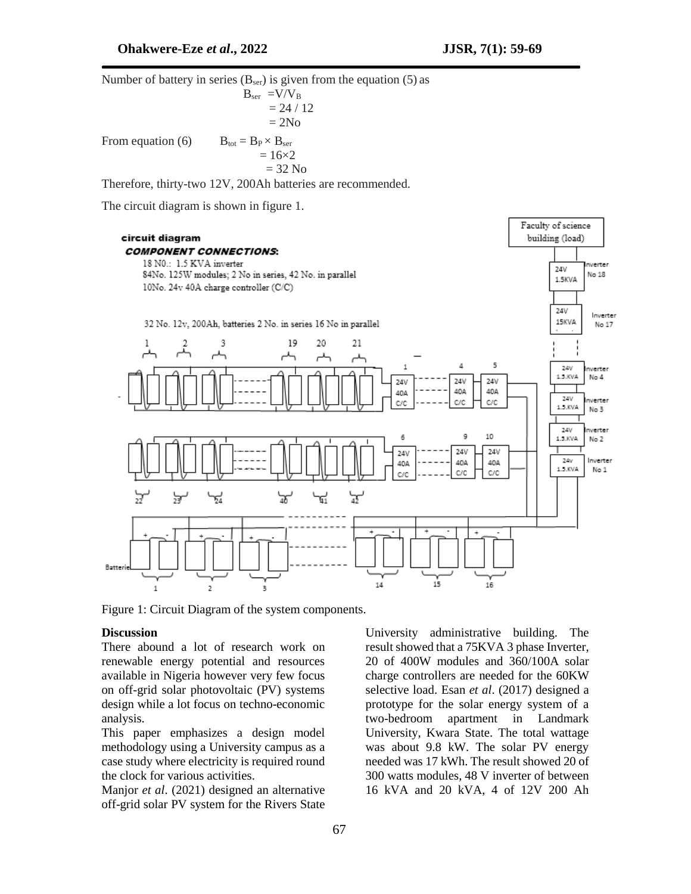Number of battery in series ($B_{ser}$) is given from the equation (5) as

$$B_{ser} = V/V_B$$
$$= 24 / 12$$
$$= 2\text{No}$$

From equation (6) $B_{tot} = B_P \times B_{ser}$

$$= 16 \times 2$$
$$= 32 \text{ No}$$

Therefore, thirty-two 12V, 200Ah batteries are recommended.

The circuit diagram is shown in figure 1.

Figure 1: Circuit Diagram of the system components.

### Discussion

There abound a lot of research work on renewable energy potential and resources available in Nigeria however very few focus on off-grid solar photovoltaic (PV) systems design while a lot focus on techno-economic analysis.

This paper emphasizes a design model methodology using a University campus as a case study where electricity is required round the clock for various activities.

Manjor *et al*. (2021) designed an alternative off-grid solar PV system for the Rivers State University administrative building. The result showed that a 75KVA 3 phase Inverter, 20 of 400W modules and 360/100A solar charge controllers are needed for the 60KW selective load. Esan *et al*. (2017) designed a prototype for the solar energy system of a two-bedroom apartment in Landmark University, Kwara State. The total wattage was about 9.8 kW. The solar PV energy needed was 17 kWh. The result showed 20 of 300 watts modules, 48 V inverter of between 16 kVA and 20 kVA, 4 of 12V 200 Ah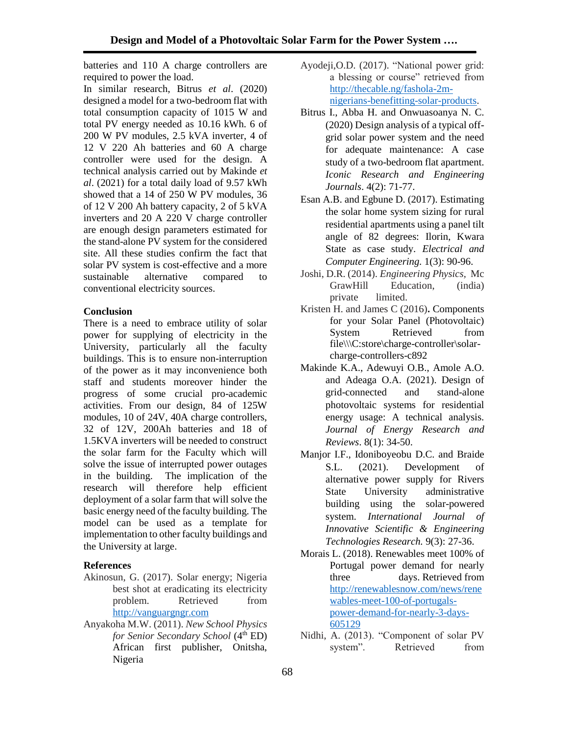batteries and 110 A charge controllers are required to power the load.

In similar research, Bitrus *et al*. (2020) designed a model for a two-bedroom flat with total consumption capacity of 1015 W and total PV energy needed as 10.16 kWh. 6 of 200 W PV modules, 2.5 kVA inverter, 4 of 12 V 220 Ah batteries and 60 A charge controller were used for the design. A technical analysis carried out by Makinde *et al*. (2021) for a total daily load of 9.57 kWh showed that a 14 of 250 W PV modules, 36 of 12 V 200 Ah battery capacity, 2 of 5 kVA inverters and 20 A 220 V charge controller are enough design parameters estimated for the stand-alone PV system for the considered site. All these studies confirm the fact that solar PV system is cost-effective and a more sustainable alternative compared to conventional electricity sources.

## Conclusion

There is a need to embrace utility of solar power for supplying of electricity in the University, particularly all the faculty buildings. This is to ensure non-interruption of the power as it may inconvenience both staff and students moreover hinder the progress of some crucial pro-academic activities. From our design, 84 of 125W modules, 10 of 24V, 40A charge controllers, 32 of 12V, 200Ah batteries and 18 of 1.5KVA inverters will be needed to construct the solar farm for the Faculty which will solve the issue of interrupted power outages in the building. The implication of the research will therefore help efficient deployment of a solar farm that will solve the basic energy need of the faculty building. The model can be used as a template for implementation to other faculty buildings and the University at large.

## References

Akinosun, G. (2017). Solar energy; Nigeria best shot at eradicating its electricity problem. Retrieved from http://vanguargngr.com

Anyakoha M.W. (2011). *New School Physics for Senior Secondary School* (4th ED) African first publisher, Onitsha, Nigeria

Ayodeji,O.D. (2017). "National power grid: a blessing or course" retrieved from http://thecable.ng/fashola-2m-nigerians-benefitting-solar-products.

Bitrus I., Abba H. and Onwuasoanya N. C. (2020) Design analysis of a typical off-grid solar power system and the need for adequate maintenance: A case study of a two-bedroom flat apartment. *Iconic Research and Engineering Journals*. 4(2): 71-77.

Esan A.B. and Egbune D. (2017). Estimating the solar home system sizing for rural residential apartments using a panel tilt angle of 82 degrees: Ilorin, Kwara State as case study. *Electrical and Computer Engineering.* 1(3): 90-96.

Joshi, D.R. (2014). *Engineering Physics*, Mc GrawHill Education, (india) private limited.

Kristen H. and James C (2016). Components for your Solar Panel (Photovoltaic) System Retrieved from file\\\C:store\charge-controller\solar-charge-controllers-c892

Makinde K.A., Adewuyi O.B., Amole A.O. and Adeaga O.A. (2021). Design of grid-connected and stand-alone photovoltaic systems for residential energy usage: A technical analysis. *Journal of Energy Research and Reviews*. 8(1): 34-50.

Manjor I.F., Idoniboyeobu D.C. and Braide S.L. (2021). Development of alternative power supply for Rivers State University administrative building using the solar-powered system. *International Journal of Innovative Scientific & Engineering Technologies Research.* 9(3): 27-36.

Morais L. (2018). Renewables meet 100% of Portugal power demand for nearly three days. Retrieved from http://renewablesnow.com/news/renewables-meet-100-of-portugals-power-demand-for-nearly-3-days-605129

Nidhi, A. (2013). "Component of solar PV system". Retrieved from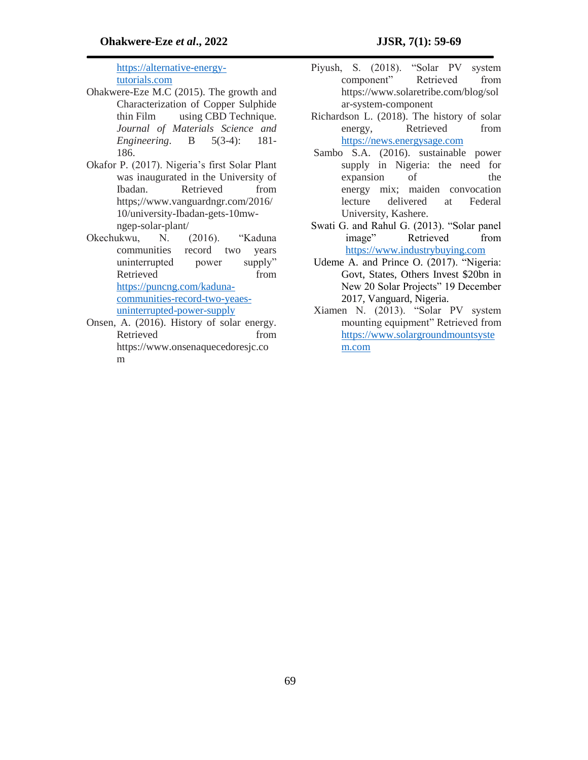https://alternative-energy-tutorials.com

Ohakwere-Eze M.C (2015). The growth and Characterization of Copper Sulphide thin Film using CBD Technique. *Journal of Materials Science and Engineering*. B 5(3-4): 181-186.

Okafor P. (2017). Nigeria's first Solar Plant was inaugurated in the University of Ibadan. Retrieved from https;//www.vanguardngr.com/2016/10/university-Ibadan-gets-10mw-ngep-solar-plant/

Okechukwu, N. (2016). "Kaduna communities record two years uninterrupted power supply" Retrieved from https://puncng.com/kaduna-communities-record-two-yeaes-uninterrupted-power-supply

Onsen, A. (2016). History of solar energy. Retrieved from https://www.onsenaquecedoresjc.com

Piyush, S. (2018). "Solar PV system component" Retrieved from https://www.solaretribe.com/blog/solar-system-component

Richardson L. (2018). The history of solar energy, Retrieved from https://news.energysage.com

Sambo S.A. (2016). sustainable power supply in Nigeria: the need for expansion of the energy mix; maiden convocation lecture delivered at Federal University, Kashere.

Swati G. and Rahul G. (2013). "Solar panel image" Retrieved from https://www.industrybuying.com

Udeme A. and Prince O. (2017). "Nigeria: Govt, States, Others Invest $20bn in New 20 Solar Projects" 19 December 2017, Vanguard, Nigeria.

Xiamen N. (2013). "Solar PV system mounting equipment" Retrieved from https://www.solargroundmountsystem.com